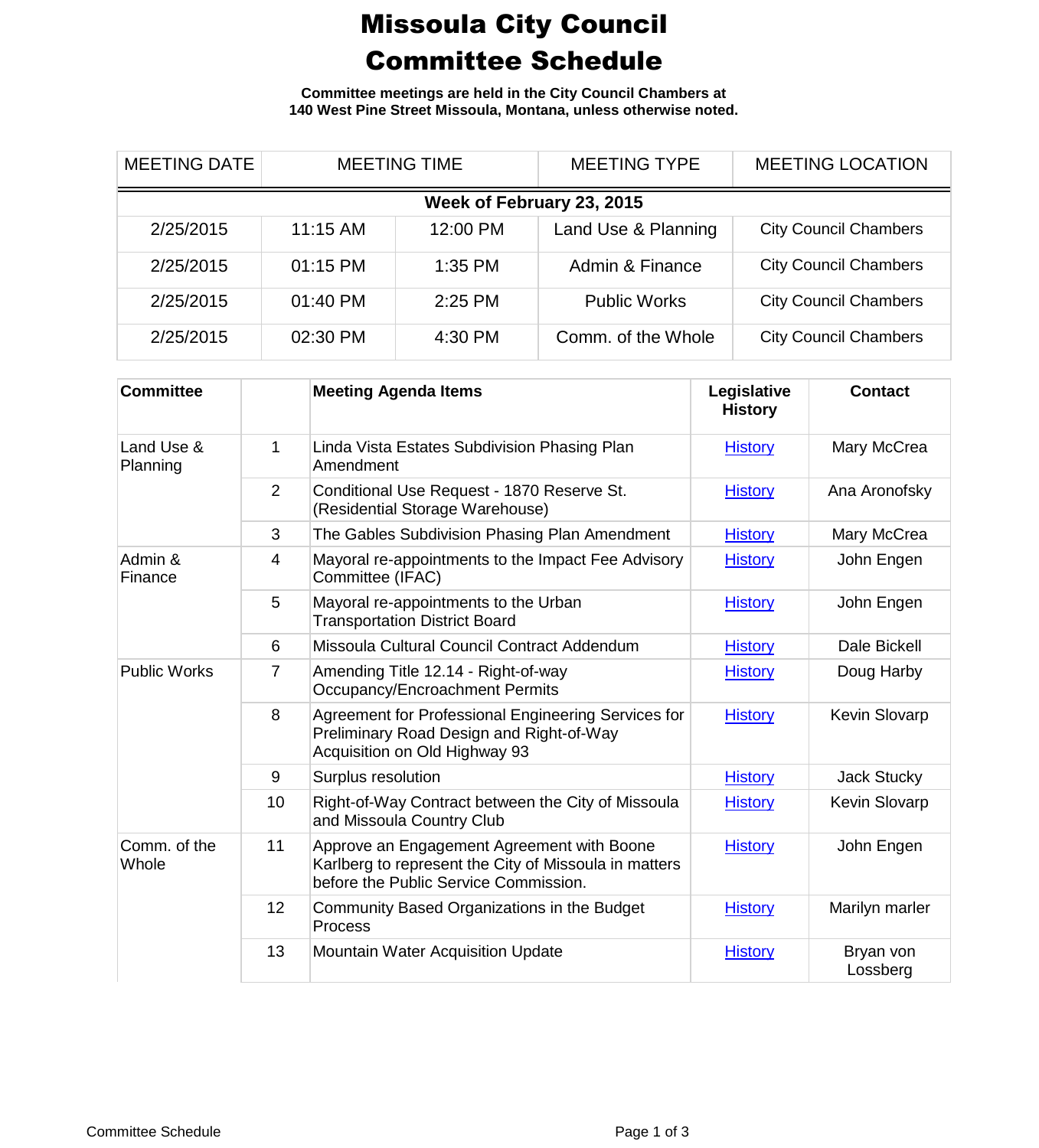# Missoula City Council
# Committee Schedule

**Committee meetings are held in the City Council Chambers at 140 West Pine Street Missoula, Montana, unless otherwise noted.**

| MEETING DATE | MEETING TIME | | MEETING TYPE | MEETING LOCATION |
|---|---|---|---|---|
| **Week of February 23, 2015** | | | | |
| 2/25/2015 | 11:15 AM | 12:00 PM | Land Use & Planning | City Council Chambers |
| 2/25/2015 | 01:15 PM | 1:35 PM | Admin & Finance | City Council Chambers |
| 2/25/2015 | 01:40 PM | 2:25 PM | Public Works | City Council Chambers |
| 2/25/2015 | 02:30 PM | 4:30 PM | Comm. of the Whole | City Council Chambers |

| Committee | | Meeting Agenda Items | Legislative History | Contact |
|---|---|---|---|---|
| Land Use & Planning | 1 | Linda Vista Estates Subdivision Phasing Plan Amendment | History | Mary McCrea |
| | 2 | Conditional Use Request - 1870 Reserve St. (Residential Storage Warehouse) | History | Ana Aronofsky |
| | 3 | The Gables Subdivision Phasing Plan Amendment | History | Mary McCrea |
| Admin & Finance | 4 | Mayoral re-appointments to the Impact Fee Advisory Committee (IFAC) | History | John Engen |
| | 5 | Mayoral re-appointments to the Urban Transportation District Board | History | John Engen |
| | 6 | Missoula Cultural Council Contract Addendum | History | Dale Bickell |
| Public Works | 7 | Amending Title 12.14 - Right-of-way Occupancy/Encroachment Permits | History | Doug Harby |
| | 8 | Agreement for Professional Engineering Services for Preliminary Road Design and Right-of-Way Acquisition on Old Highway 93 | History | Kevin Slovarp |
| | 9 | Surplus resolution | History | Jack Stucky |
| | 10 | Right-of-Way Contract between the City of Missoula and Missoula Country Club | History | Kevin Slovarp |
| Comm. of the Whole | 11 | Approve an Engagement Agreement with Boone Karlberg to represent the City of Missoula in matters before the Public Service Commission. | History | John Engen |
| | 12 | Community Based Organizations in the Budget Process | History | Marilyn marler |
| | 13 | Mountain Water Acquisition Update | History | Bryan von Lossberg |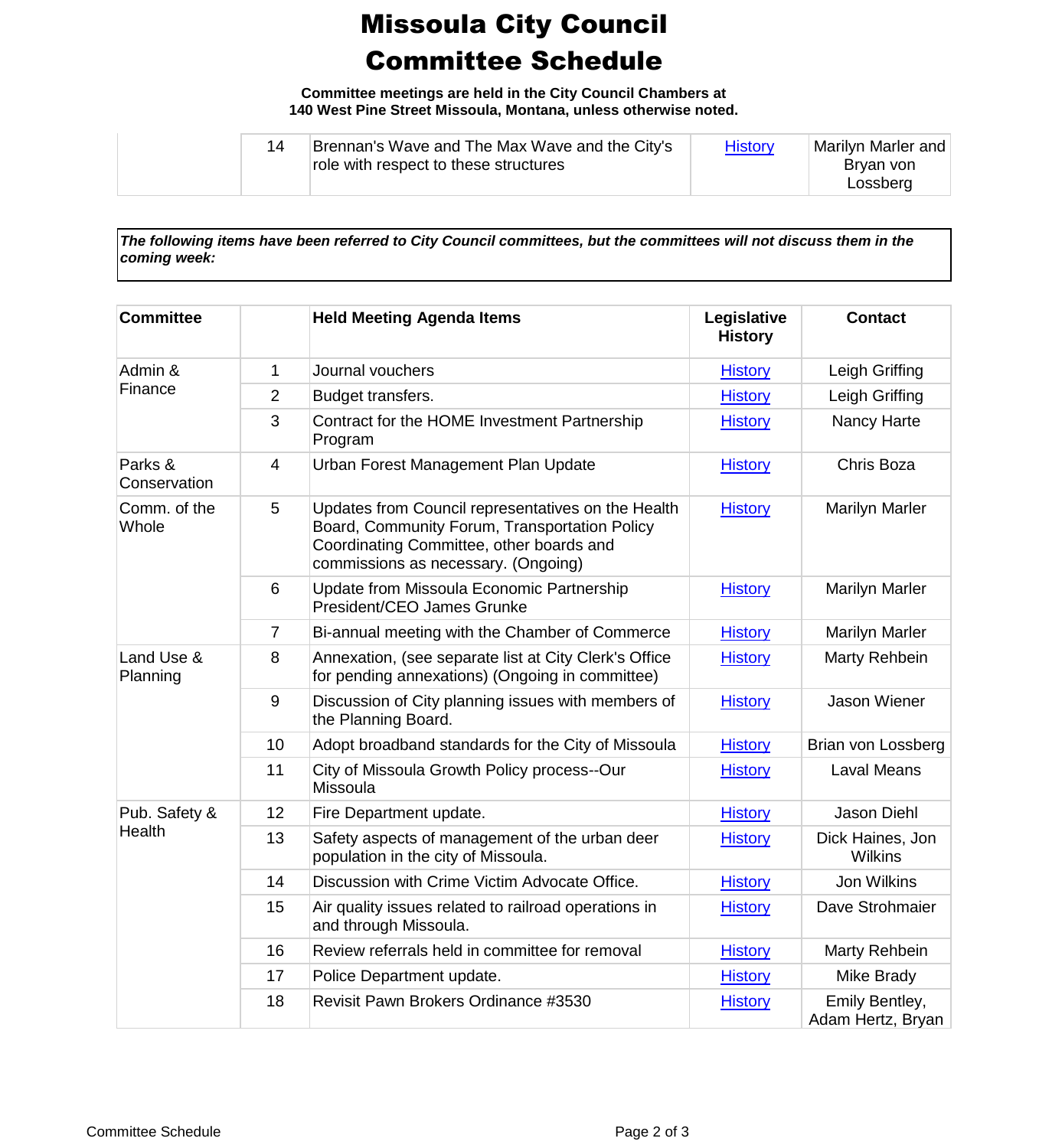# Missoula City Council Committee Schedule

**Committee meetings are held in the City Council Chambers at 140 West Pine Street Missoula, Montana, unless otherwise noted.**

| | | | | |
|---|---|---|---|---|
| | 14 | Brennan's Wave and The Max Wave and the City's role with respect to these structures | History | Marilyn Marler and Bryan von Lossberg |

***The following items have been referred to City Council committees, but the committees will not discuss them in the coming week:***

| Committee | | Held Meeting Agenda Items | Legislative History | Contact |
|---|---|---|---|---|
| Admin & Finance | 1 | Journal vouchers | History | Leigh Griffing |
| | 2 | Budget transfers. | History | Leigh Griffing |
| | 3 | Contract for the HOME Investment Partnership Program | History | Nancy Harte |
| Parks & Conservation | 4 | Urban Forest Management Plan Update | History | Chris Boza |
| Comm. of the Whole | 5 | Updates from Council representatives on the Health Board, Community Forum, Transportation Policy Coordinating Committee, other boards and commissions as necessary. (Ongoing) | History | Marilyn Marler |
| | 6 | Update from Missoula Economic Partnership President/CEO James Grunke | History | Marilyn Marler |
| | 7 | Bi-annual meeting with the Chamber of Commerce | History | Marilyn Marler |
| Land Use & Planning | 8 | Annexation, (see separate list at City Clerk's Office for pending annexations) (Ongoing in committee) | History | Marty Rehbein |
| | 9 | Discussion of City planning issues with members of the Planning Board. | History | Jason Wiener |
| | 10 | Adopt broadband standards for the City of Missoula | History | Brian von Lossberg |
| | 11 | City of Missoula Growth Policy process--Our Missoula | History | Laval Means |
| Pub. Safety & Health | 12 | Fire Department update. | History | Jason Diehl |
| | 13 | Safety aspects of management of the urban deer population in the city of Missoula. | History | Dick Haines, Jon Wilkins |
| | 14 | Discussion with Crime Victim Advocate Office. | History | Jon Wilkins |
| | 15 | Air quality issues related to railroad operations in and through Missoula. | History | Dave Strohmaier |
| | 16 | Review referrals held in committee for removal | History | Marty Rehbein |
| | 17 | Police Department update. | History | Mike Brady |
| | 18 | Revisit Pawn Brokers Ordinance #3530 | History | Emily Bentley, Adam Hertz, Bryan |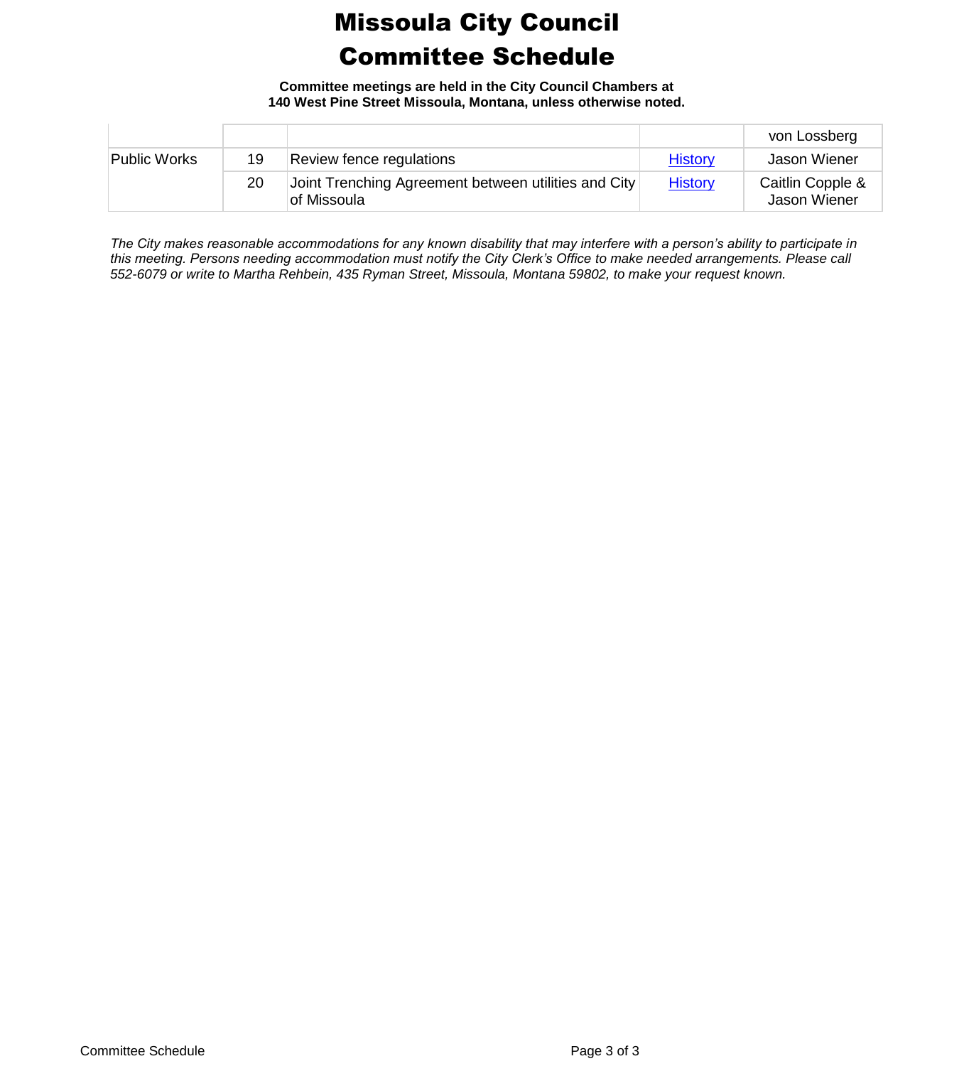# Missoula City Council

# Committee Schedule

**Committee meetings are held in the City Council Chambers at 140 West Pine Street Missoula, Montana, unless otherwise noted.**

| | | | | |
|---|---|---|---|---|
| | | | | von Lossberg |
| Public Works | 19 | Review fence regulations | History | Jason Wiener |
| | 20 | Joint Trenching Agreement between utilities and City of Missoula | History | Caitlin Copple & Jason Wiener |

*The City makes reasonable accommodations for any known disability that may interfere with a person's ability to participate in this meeting. Persons needing accommodation must notify the City Clerk's Office to make needed arrangements. Please call 552-6079 or write to Martha Rehbein, 435 Ryman Street, Missoula, Montana 59802, to make your request known.*